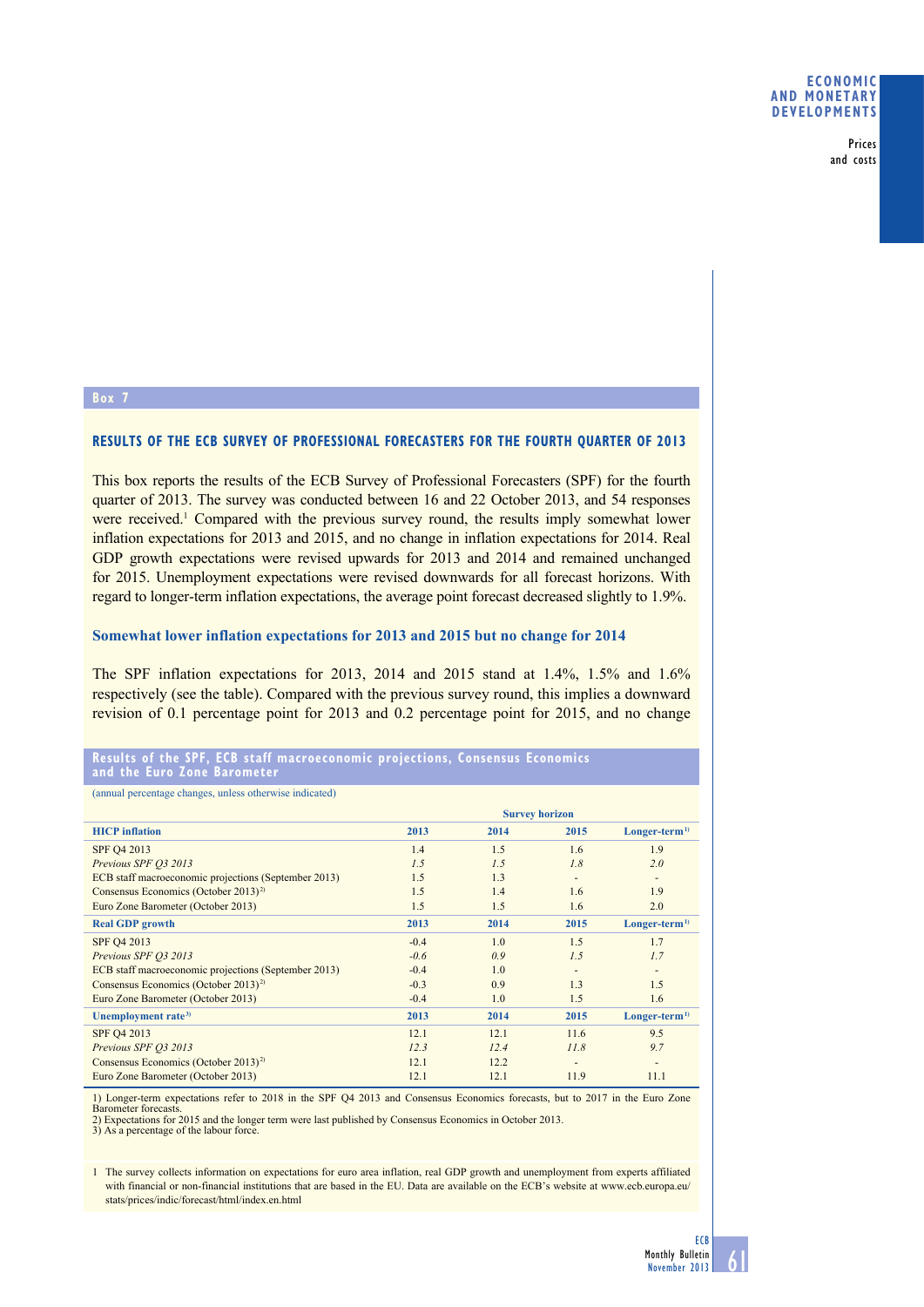## Box 7

### RESULTS OF THE ECB SURVEY OF PROFESSIONAL FORECASTERS FOR THE FOURTH QUARTER OF 2013

This box reports the results of the ECB Survey of Professional Forecasters (SPF) for the fourth quarter of 2013. The survey was conducted between 16 and 22 October 2013, and 54 responses were received.[1] Compared with the previous survey round, the results imply somewhat lower inflation expectations for 2013 and 2015, and no change in inflation expectations for 2014. Real GDP growth expectations were revised upwards for 2013 and 2014 and remained unchanged for 2015. Unemployment expectations were revised downwards for all forecast horizons. With regard to longer-term inflation expectations, the average point forecast decreased slightly to 1.9%.

#### Somewhat lower inflation expectations for 2013 and 2015 but no change for 2014

The SPF inflation expectations for 2013, 2014 and 2015 stand at 1.4%, 1.5% and 1.6% respectively (see the table). Compared with the previous survey round, this implies a downward revision of 0.1 percentage point for 2013 and 0.2 percentage point for 2015, and no change

**Results of the SPF, ECB staff macroeconomic projections, Consensus Economics and the Euro Zone Barometer**

(annual percentage changes, unless otherwise indicated)

| | Survey horizon | | | |
|---|---|---|---|---|
| **HICP inflation** | **2013** | **2014** | **2015** | **Longer-term[1)]** |
| SPF Q4 2013 | 1.4 | 1.5 | 1.6 | 1.9 |
| *Previous SPF Q3 2013* | *1.5* | *1.5* | *1.8* | *2.0* |
| ECB staff macroeconomic projections (September 2013) | 1.5 | 1.3 | - | - |
| Consensus Economics (October 2013)[2)] | 1.5 | 1.4 | 1.6 | 1.9 |
| Euro Zone Barometer (October 2013) | 1.5 | 1.5 | 1.6 | 2.0 |
| **Real GDP growth** | **2013** | **2014** | **2015** | **Longer-term[1)]** |
| SPF Q4 2013 | -0.4 | 1.0 | 1.5 | 1.7 |
| *Previous SPF Q3 2013* | *-0.6* | *0.9* | *1.5* | *1.7* |
| ECB staff macroeconomic projections (September 2013) | -0.4 | 1.0 | - | - |
| Consensus Economics (October 2013)[2)] | -0.3 | 0.9 | 1.3 | 1.5 |
| Euro Zone Barometer (October 2013) | -0.4 | 1.0 | 1.5 | 1.6 |
| **Unemployment rate[3)]** | **2013** | **2014** | **2015** | **Longer-term[1)]** |
| SPF Q4 2013 | 12.1 | 12.1 | 11.6 | 9.5 |
| *Previous SPF Q3 2013* | *12.3* | *12.4* | *11.8* | *9.7* |
| Consensus Economics (October 2013)[2)] | 12.1 | 12.2 | - | - |
| Euro Zone Barometer (October 2013) | 12.1 | 12.1 | 11.9 | 11.1 |

1) Longer-term expectations refer to 2018 in the SPF Q4 2013 and Consensus Economics forecasts, but to 2017 in the Euro Zone Barometer forecasts.
2) Expectations for 2015 and the longer term were last published by Consensus Economics in October 2013.
3) As a percentage of the labour force.

1 The survey collects information on expectations for euro area inflation, real GDP growth and unemployment from experts affiliated with financial or non-financial institutions that are based in the EU. Data are available on the ECB's website at www.ecb.europa.eu/stats/prices/indic/forecast/html/index.en.html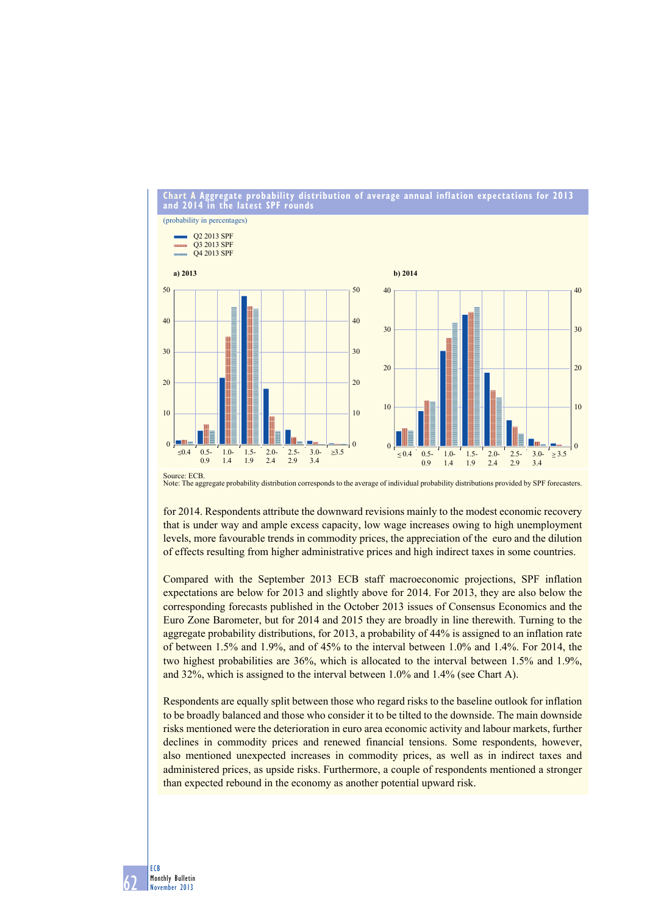**Chart A Aggregate probability distribution of average annual inflation expectations for 2013 and 2014 in the latest SPF rounds**

(probability in percentages)

Source: ECB.
Note: The aggregate probability distribution corresponds to the average of individual probability distributions provided by SPF forecasters.

for 2014. Respondents attribute the downward revisions mainly to the modest economic recovery that is under way and ample excess capacity, low wage increases owing to high unemployment levels, more favourable trends in commodity prices, the appreciation of the euro and the dilution of effects resulting from higher administrative prices and high indirect taxes in some countries.

Compared with the September 2013 ECB staff macroeconomic projections, SPF inflation expectations are below for 2013 and slightly above for 2014. For 2013, they are also below the corresponding forecasts published in the October 2013 issues of Consensus Economics and the Euro Zone Barometer, but for 2014 and 2015 they are broadly in line therewith. Turning to the aggregate probability distributions, for 2013, a probability of 44% is assigned to an inflation rate of between 1.5% and 1.9%, and of 45% to the interval between 1.0% and 1.4%. For 2014, the two highest probabilities are 36%, which is allocated to the interval between 1.5% and 1.9%, and 32%, which is assigned to the interval between 1.0% and 1.4% (see Chart A).

Respondents are equally split between those who regard risks to the baseline outlook for inflation to be broadly balanced and those who consider it to be tilted to the downside. The main downside risks mentioned were the deterioration in euro area economic activity and labour markets, further declines in commodity prices and renewed financial tensions. Some respondents, however, also mentioned unexpected increases in commodity prices, as well as in indirect taxes and administered prices, as upside risks. Furthermore, a couple of respondents mentioned a stronger than expected rebound in the economy as another potential upward risk.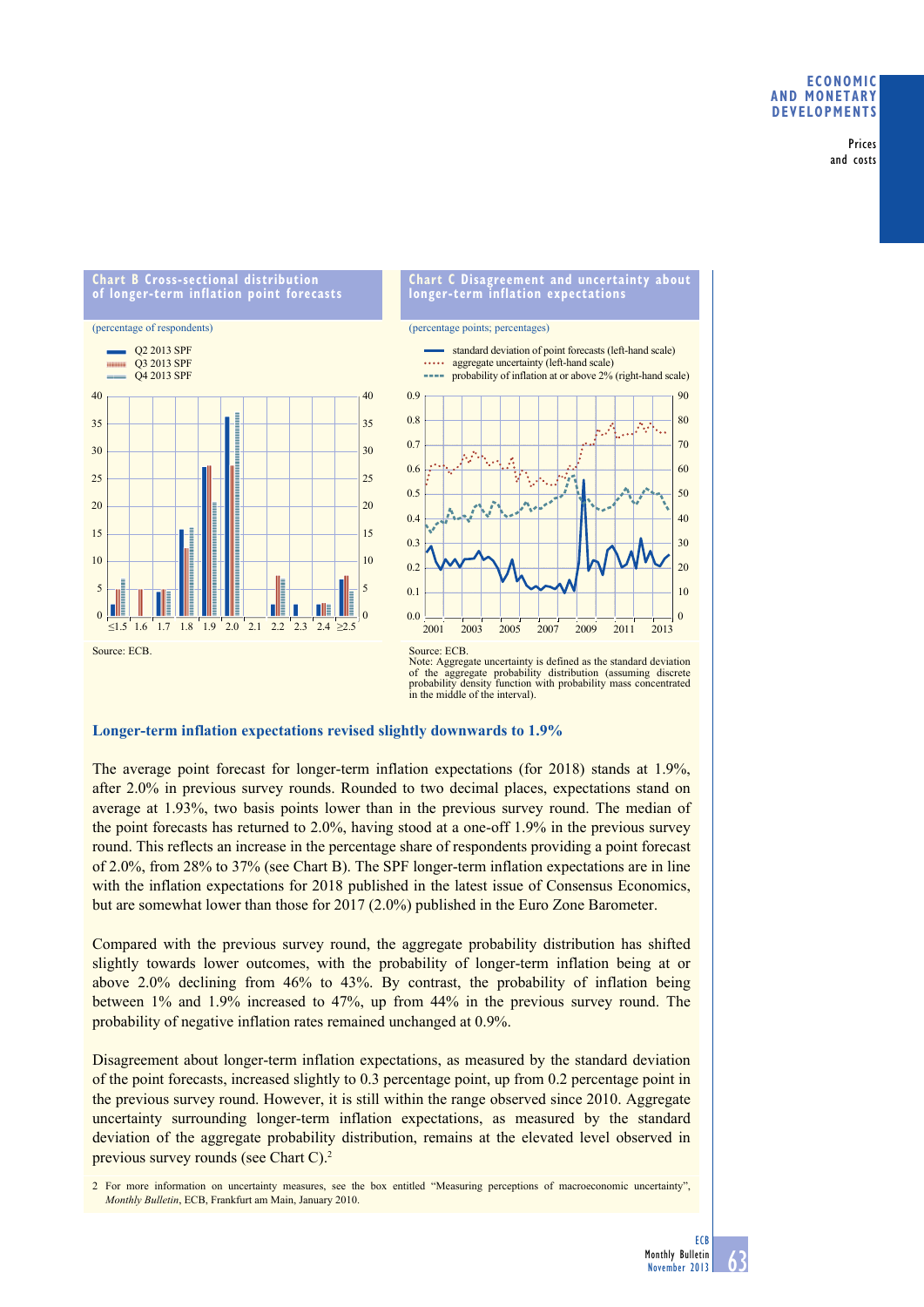**Chart B Cross-sectional distribution of longer-term inflation point forecasts**

(percentage of respondents)

Source: ECB.

**Chart C Disagreement and uncertainty about longer-term inflation expectations**

(percentage points; percentages)

Source: ECB.
Note: Aggregate uncertainty is defined as the standard deviation of the aggregate probability distribution (assuming discrete probability density function with probability mass concentrated in the middle of the interval).

### Longer-term inflation expectations revised slightly downwards to 1.9%

The average point forecast for longer-term inflation expectations (for 2018) stands at 1.9%, after 2.0% in previous survey rounds. Rounded to two decimal places, expectations stand on average at 1.93%, two basis points lower than in the previous survey round. The median of the point forecasts has returned to 2.0%, having stood at a one-off 1.9% in the previous survey round. This reflects an increase in the percentage share of respondents providing a point forecast of 2.0%, from 28% to 37% (see Chart B). The SPF longer-term inflation expectations are in line with the inflation expectations for 2018 published in the latest issue of Consensus Economics, but are somewhat lower than those for 2017 (2.0%) published in the Euro Zone Barometer.

Compared with the previous survey round, the aggregate probability distribution has shifted slightly towards lower outcomes, with the probability of longer-term inflation being at or above 2.0% declining from 46% to 43%. By contrast, the probability of inflation being between 1% and 1.9% increased to 47%, up from 44% in the previous survey round. The probability of negative inflation rates remained unchanged at 0.9%.

Disagreement about longer-term inflation expectations, as measured by the standard deviation of the point forecasts, increased slightly to 0.3 percentage point, up from 0.2 percentage point in the previous survey round. However, it is still within the range observed since 2010. Aggregate uncertainty surrounding longer-term inflation expectations, as measured by the standard deviation of the aggregate probability distribution, remains at the elevated level observed in previous survey rounds (see Chart C).[2]

2 For more information on uncertainty measures, see the box entitled "Measuring perceptions of macroeconomic uncertainty", *Monthly Bulletin*, ECB, Frankfurt am Main, January 2010.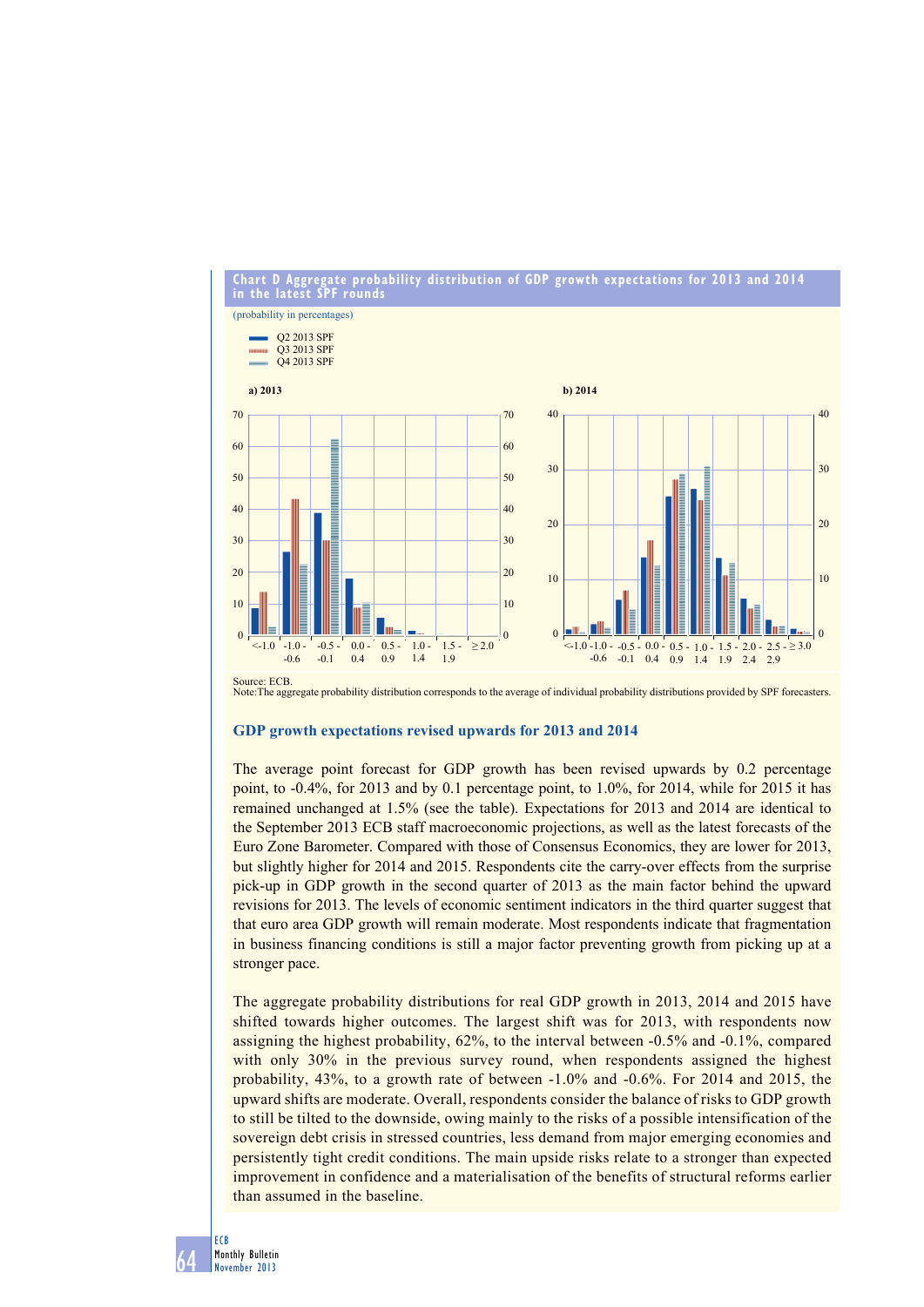**Chart D Aggregate probability distribution of GDP growth expectations for 2013 and 2014 in the latest SPF rounds**

(probability in percentages)

- Q2 2013 SPF
- Q3 2013 SPF
- Q4 2013 SPF

a) 2013

b) 2014

Source: ECB.
Note: The aggregate probability distribution corresponds to the average of individual probability distributions provided by SPF forecasters.

### GDP growth expectations revised upwards for 2013 and 2014

The average point forecast for GDP growth has been revised upwards by 0.2 percentage point, to -0.4%, for 2013 and by 0.1 percentage point, to 1.0%, for 2014, while for 2015 it has remained unchanged at 1.5% (see the table). Expectations for 2013 and 2014 are identical to the September 2013 ECB staff macroeconomic projections, as well as the latest forecasts of the Euro Zone Barometer. Compared with those of Consensus Economics, they are lower for 2013, but slightly higher for 2014 and 2015. Respondents cite the carry-over effects from the surprise pick-up in GDP growth in the second quarter of 2013 as the main factor behind the upward revisions for 2013. The levels of economic sentiment indicators in the third quarter suggest that that euro area GDP growth will remain moderate. Most respondents indicate that fragmentation in business financing conditions is still a major factor preventing growth from picking up at a stronger pace.

The aggregate probability distributions for real GDP growth in 2013, 2014 and 2015 have shifted towards higher outcomes. The largest shift was for 2013, with respondents now assigning the highest probability, 62%, to the interval between -0.5% and -0.1%, compared with only 30% in the previous survey round, when respondents assigned the highest probability, 43%, to a growth rate of between -1.0% and -0.6%. For 2014 and 2015, the upward shifts are moderate. Overall, respondents consider the balance of risks to GDP growth to still be tilted to the downside, owing mainly to the risks of a possible intensification of the sovereign debt crisis in stressed countries, less demand from major emerging economies and persistently tight credit conditions. The main upside risks relate to a stronger than expected improvement in confidence and a materialisation of the benefits of structural reforms earlier than assumed in the baseline.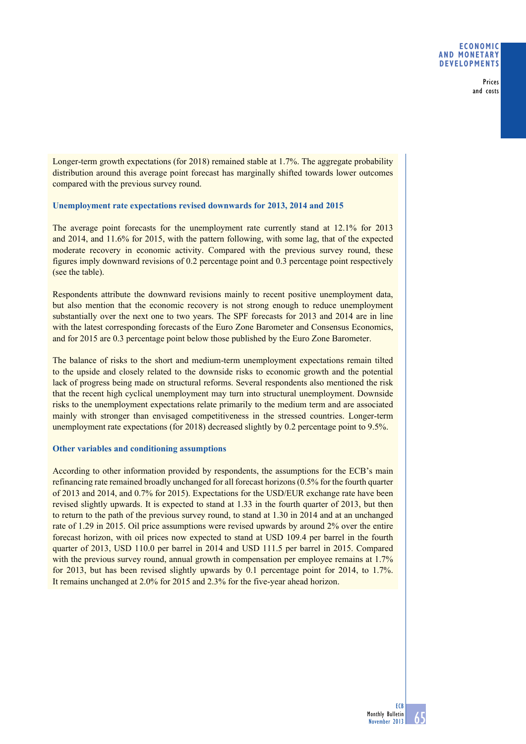Longer-term growth expectations (for 2018) remained stable at 1.7%. The aggregate probability distribution around this average point forecast has marginally shifted towards lower outcomes compared with the previous survey round.

### Unemployment rate expectations revised downwards for 2013, 2014 and 2015

The average point forecasts for the unemployment rate currently stand at 12.1% for 2013 and 2014, and 11.6% for 2015, with the pattern following, with some lag, that of the expected moderate recovery in economic activity. Compared with the previous survey round, these figures imply downward revisions of 0.2 percentage point and 0.3 percentage point respectively (see the table).

Respondents attribute the downward revisions mainly to recent positive unemployment data, but also mention that the economic recovery is not strong enough to reduce unemployment substantially over the next one to two years. The SPF forecasts for 2013 and 2014 are in line with the latest corresponding forecasts of the Euro Zone Barometer and Consensus Economics, and for 2015 are 0.3 percentage point below those published by the Euro Zone Barometer.

The balance of risks to the short and medium-term unemployment expectations remain tilted to the upside and closely related to the downside risks to economic growth and the potential lack of progress being made on structural reforms. Several respondents also mentioned the risk that the recent high cyclical unemployment may turn into structural unemployment. Downside risks to the unemployment expectations relate primarily to the medium term and are associated mainly with stronger than envisaged competitiveness in the stressed countries. Longer-term unemployment rate expectations (for 2018) decreased slightly by 0.2 percentage point to 9.5%.

### Other variables and conditioning assumptions

According to other information provided by respondents, the assumptions for the ECB's main refinancing rate remained broadly unchanged for all forecast horizons (0.5% for the fourth quarter of 2013 and 2014, and 0.7% for 2015). Expectations for the USD/EUR exchange rate have been revised slightly upwards. It is expected to stand at 1.33 in the fourth quarter of 2013, but then to return to the path of the previous survey round, to stand at 1.30 in 2014 and at an unchanged rate of 1.29 in 2015. Oil price assumptions were revised upwards by around 2% over the entire forecast horizon, with oil prices now expected to stand at USD 109.4 per barrel in the fourth quarter of 2013, USD 110.0 per barrel in 2014 and USD 111.5 per barrel in 2015. Compared with the previous survey round, annual growth in compensation per employee remains at 1.7% for 2013, but has been revised slightly upwards by 0.1 percentage point for 2014, to 1.7%. It remains unchanged at 2.0% for 2015 and 2.3% for the five-year ahead horizon.